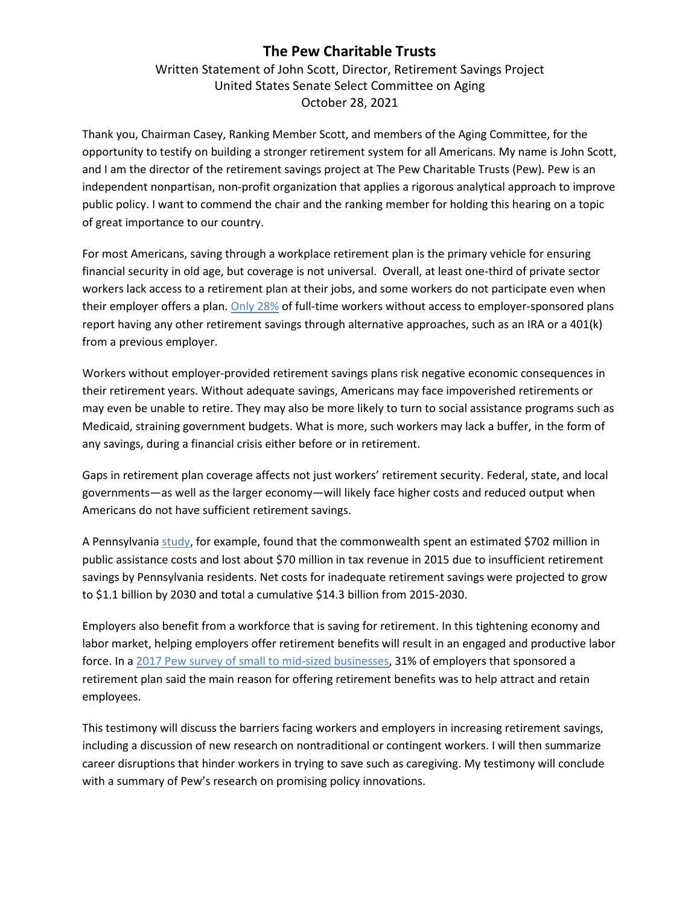# The Pew Charitable Trusts

Written Statement of John Scott, Director, Retirement Savings Project
United States Senate Select Committee on Aging
October 28, 2021

Thank you, Chairman Casey, Ranking Member Scott, and members of the Aging Committee, for the opportunity to testify on building a stronger retirement system for all Americans. My name is John Scott, and I am the director of the retirement savings project at The Pew Charitable Trusts (Pew). Pew is an independent nonpartisan, non-profit organization that applies a rigorous analytical approach to improve public policy. I want to commend the chair and the ranking member for holding this hearing on a topic of great importance to our country.

For most Americans, saving through a workplace retirement plan is the primary vehicle for ensuring financial security in old age, but coverage is not universal. Overall, at least one-third of private sector workers lack access to a retirement plan at their jobs, and some workers do not participate even when their employer offers a plan. Only 28% of full-time workers without access to employer-sponsored plans report having any other retirement savings through alternative approaches, such as an IRA or a 401(k) from a previous employer.

Workers without employer-provided retirement savings plans risk negative economic consequences in their retirement years. Without adequate savings, Americans may face impoverished retirements or may even be unable to retire. They may also be more likely to turn to social assistance programs such as Medicaid, straining government budgets. What is more, such workers may lack a buffer, in the form of any savings, during a financial crisis either before or in retirement.

Gaps in retirement plan coverage affects not just workers' retirement security. Federal, state, and local governments—as well as the larger economy—will likely face higher costs and reduced output when Americans do not have sufficient retirement savings.

A Pennsylvania study, for example, found that the commonwealth spent an estimated $702 million in public assistance costs and lost about $70 million in tax revenue in 2015 due to insufficient retirement savings by Pennsylvania residents. Net costs for inadequate retirement savings were projected to grow to $1.1 billion by 2030 and total a cumulative $14.3 billion from 2015-2030.

Employers also benefit from a workforce that is saving for retirement. In this tightening economy and labor market, helping employers offer retirement benefits will result in an engaged and productive labor force. In a 2017 Pew survey of small to mid-sized businesses, 31% of employers that sponsored a retirement plan said the main reason for offering retirement benefits was to help attract and retain employees.

This testimony will discuss the barriers facing workers and employers in increasing retirement savings, including a discussion of new research on nontraditional or contingent workers. I will then summarize career disruptions that hinder workers in trying to save such as caregiving. My testimony will conclude with a summary of Pew's research on promising policy innovations.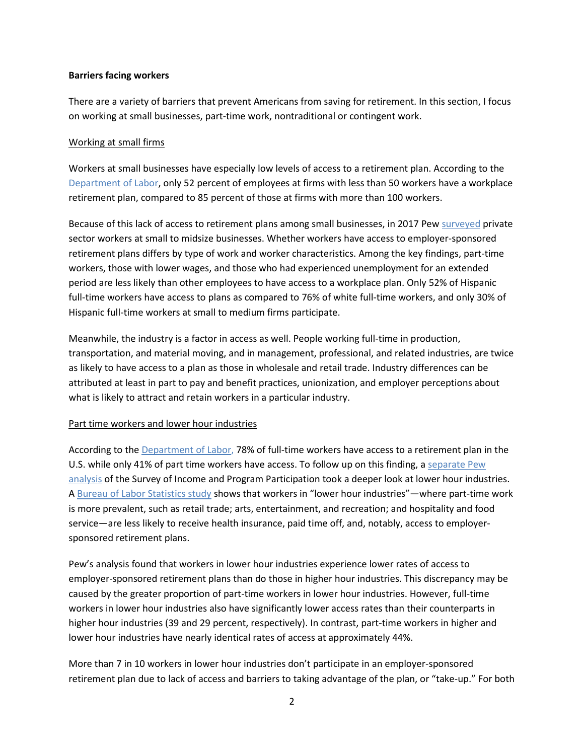**Barriers facing workers**

There are a variety of barriers that prevent Americans from saving for retirement. In this section, I focus on working at small businesses, part-time work, nontraditional or contingent work.

Working at small firms

Workers at small businesses have especially low levels of access to a retirement plan. According to the Department of Labor, only 52 percent of employees at firms with less than 50 workers have a workplace retirement plan, compared to 85 percent of those at firms with more than 100 workers.

Because of this lack of access to retirement plans among small businesses, in 2017 Pew surveyed private sector workers at small to midsize businesses. Whether workers have access to employer-sponsored retirement plans differs by type of work and worker characteristics. Among the key findings, part-time workers, those with lower wages, and those who had experienced unemployment for an extended period are less likely than other employees to have access to a workplace plan. Only 52% of Hispanic full-time workers have access to plans as compared to 76% of white full-time workers, and only 30% of Hispanic full-time workers at small to medium firms participate.

Meanwhile, the industry is a factor in access as well. People working full-time in production, transportation, and material moving, and in management, professional, and related industries, are twice as likely to have access to a plan as those in wholesale and retail trade. Industry differences can be attributed at least in part to pay and benefit practices, unionization, and employer perceptions about what is likely to attract and retain workers in a particular industry.

Part time workers and lower hour industries

According to the Department of Labor, 78% of full-time workers have access to a retirement plan in the U.S. while only 41% of part time workers have access. To follow up on this finding, a separate Pew analysis of the Survey of Income and Program Participation took a deeper look at lower hour industries. A Bureau of Labor Statistics study shows that workers in "lower hour industries"—where part-time work is more prevalent, such as retail trade; arts, entertainment, and recreation; and hospitality and food service—are less likely to receive health insurance, paid time off, and, notably, access to employer-sponsored retirement plans.

Pew's analysis found that workers in lower hour industries experience lower rates of access to employer-sponsored retirement plans than do those in higher hour industries. This discrepancy may be caused by the greater proportion of part-time workers in lower hour industries. However, full-time workers in lower hour industries also have significantly lower access rates than their counterparts in higher hour industries (39 and 29 percent, respectively). In contrast, part-time workers in higher and lower hour industries have nearly identical rates of access at approximately 44%.

More than 7 in 10 workers in lower hour industries don't participate in an employer-sponsored retirement plan due to lack of access and barriers to taking advantage of the plan, or "take-up." For both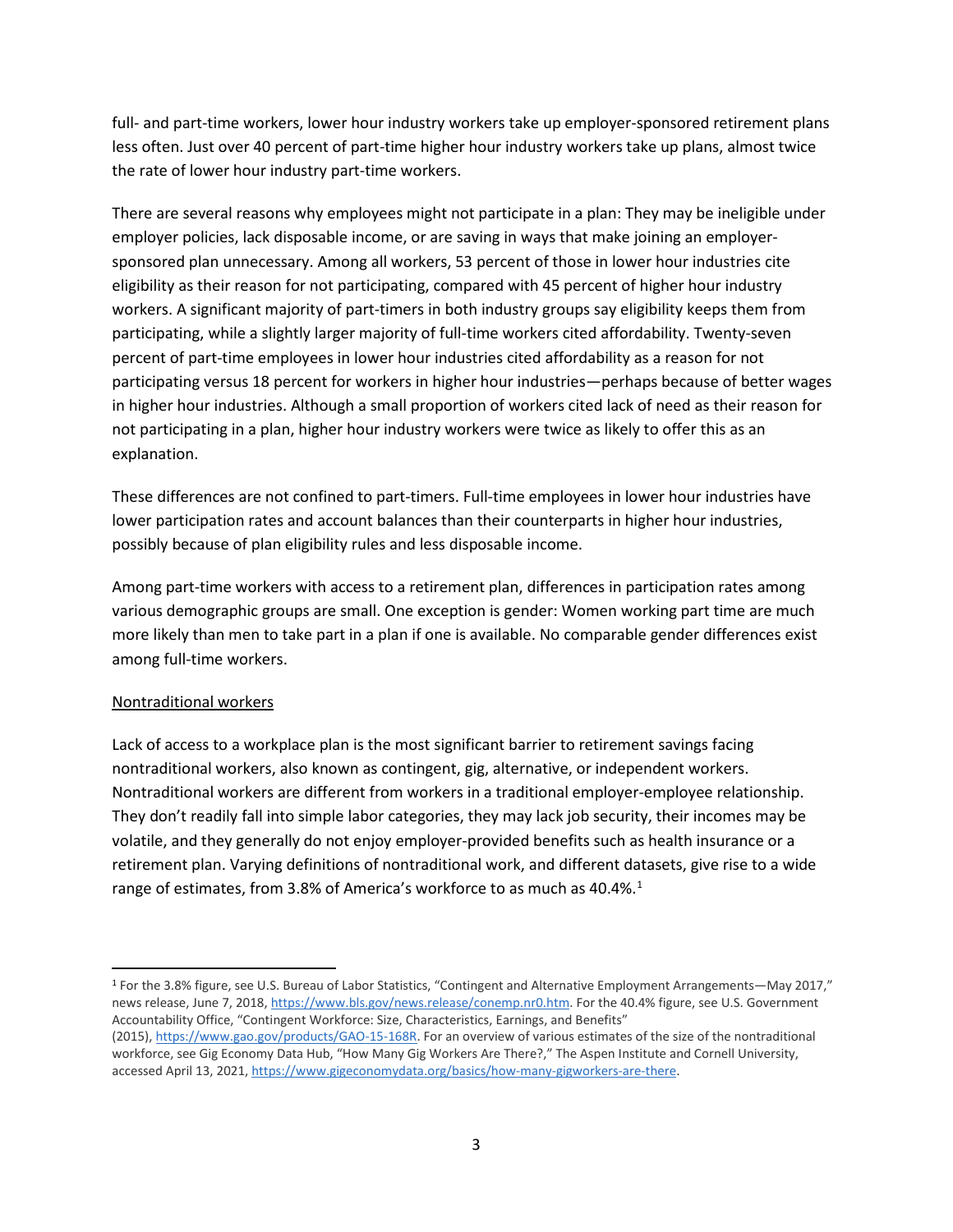full- and part-time workers, lower hour industry workers take up employer-sponsored retirement plans less often. Just over 40 percent of part-time higher hour industry workers take up plans, almost twice the rate of lower hour industry part-time workers.

There are several reasons why employees might not participate in a plan: They may be ineligible under employer policies, lack disposable income, or are saving in ways that make joining an employer-sponsored plan unnecessary. Among all workers, 53 percent of those in lower hour industries cite eligibility as their reason for not participating, compared with 45 percent of higher hour industry workers. A significant majority of part-timers in both industry groups say eligibility keeps them from participating, while a slightly larger majority of full-time workers cited affordability. Twenty-seven percent of part-time employees in lower hour industries cited affordability as a reason for not participating versus 18 percent for workers in higher hour industries—perhaps because of better wages in higher hour industries. Although a small proportion of workers cited lack of need as their reason for not participating in a plan, higher hour industry workers were twice as likely to offer this as an explanation.

These differences are not confined to part-timers. Full-time employees in lower hour industries have lower participation rates and account balances than their counterparts in higher hour industries, possibly because of plan eligibility rules and less disposable income.

Among part-time workers with access to a retirement plan, differences in participation rates among various demographic groups are small. One exception is gender: Women working part time are much more likely than men to take part in a plan if one is available. No comparable gender differences exist among full-time workers.

## Nontraditional workers

Lack of access to a workplace plan is the most significant barrier to retirement savings facing nontraditional workers, also known as contingent, gig, alternative, or independent workers. Nontraditional workers are different from workers in a traditional employer-employee relationship. They don't readily fall into simple labor categories, they may lack job security, their incomes may be volatile, and they generally do not enjoy employer-provided benefits such as health insurance or a retirement plan. Varying definitions of nontraditional work, and different datasets, give rise to a wide range of estimates, from 3.8% of America's workforce to as much as 40.4%.[1]

---

[1] For the 3.8% figure, see U.S. Bureau of Labor Statistics, "Contingent and Alternative Employment Arrangements—May 2017," news release, June 7, 2018, https://www.bls.gov/news.release/conemp.nr0.htm. For the 40.4% figure, see U.S. Government Accountability Office, "Contingent Workforce: Size, Characteristics, Earnings, and Benefits" (2015), https://www.gao.gov/products/GAO-15-168R. For an overview of various estimates of the size of the nontraditional workforce, see Gig Economy Data Hub, "How Many Gig Workers Are There?," The Aspen Institute and Cornell University, accessed April 13, 2021, https://www.gigeconomydata.org/basics/how-many-gigworkers-are-there.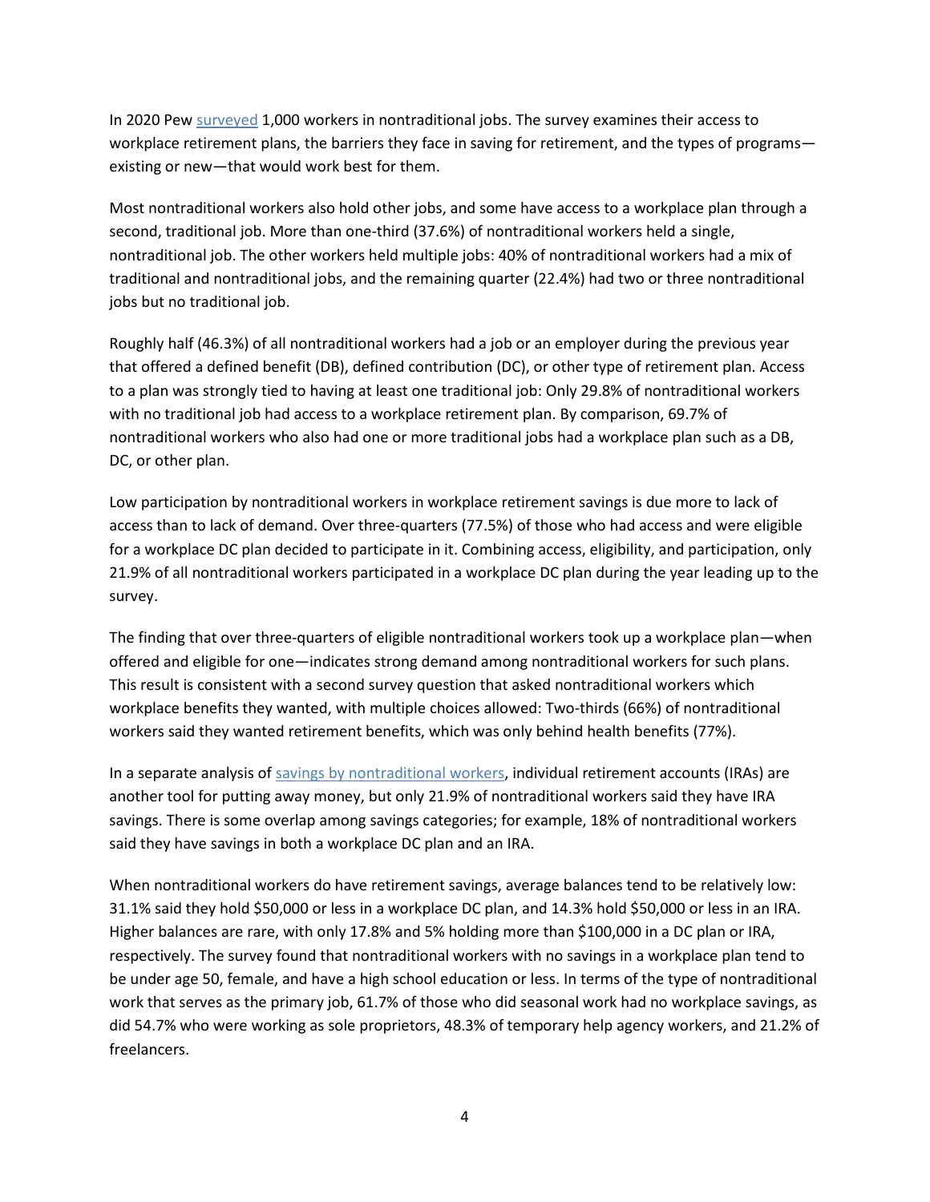In 2020 Pew [surveyed](#) 1,000 workers in nontraditional jobs. The survey examines their access to workplace retirement plans, the barriers they face in saving for retirement, and the types of programs—existing or new—that would work best for them.

Most nontraditional workers also hold other jobs, and some have access to a workplace plan through a second, traditional job. More than one-third (37.6%) of nontraditional workers held a single, nontraditional job. The other workers held multiple jobs: 40% of nontraditional workers had a mix of traditional and nontraditional jobs, and the remaining quarter (22.4%) had two or three nontraditional jobs but no traditional job.

Roughly half (46.3%) of all nontraditional workers had a job or an employer during the previous year that offered a defined benefit (DB), defined contribution (DC), or other type of retirement plan. Access to a plan was strongly tied to having at least one traditional job: Only 29.8% of nontraditional workers with no traditional job had access to a workplace retirement plan. By comparison, 69.7% of nontraditional workers who also had one or more traditional jobs had a workplace plan such as a DB, DC, or other plan.

Low participation by nontraditional workers in workplace retirement savings is due more to lack of access than to lack of demand. Over three-quarters (77.5%) of those who had access and were eligible for a workplace DC plan decided to participate in it. Combining access, eligibility, and participation, only 21.9% of all nontraditional workers participated in a workplace DC plan during the year leading up to the survey.

The finding that over three-quarters of eligible nontraditional workers took up a workplace plan—when offered and eligible for one—indicates strong demand among nontraditional workers for such plans. This result is consistent with a second survey question that asked nontraditional workers which workplace benefits they wanted, with multiple choices allowed: Two-thirds (66%) of nontraditional workers said they wanted retirement benefits, which was only behind health benefits (77%).

In a separate analysis of [savings by nontraditional workers](#), individual retirement accounts (IRAs) are another tool for putting away money, but only 21.9% of nontraditional workers said they have IRA savings. There is some overlap among savings categories; for example, 18% of nontraditional workers said they have savings in both a workplace DC plan and an IRA.

When nontraditional workers do have retirement savings, average balances tend to be relatively low: 31.1% said they hold $50,000 or less in a workplace DC plan, and 14.3% hold $50,000 or less in an IRA. Higher balances are rare, with only 17.8% and 5% holding more than $100,000 in a DC plan or IRA, respectively. The survey found that nontraditional workers with no savings in a workplace plan tend to be under age 50, female, and have a high school education or less. In terms of the type of nontraditional work that serves as the primary job, 61.7% of those who did seasonal work had no workplace savings, as did 54.7% who were working as sole proprietors, 48.3% of temporary help agency workers, and 21.2% of freelancers.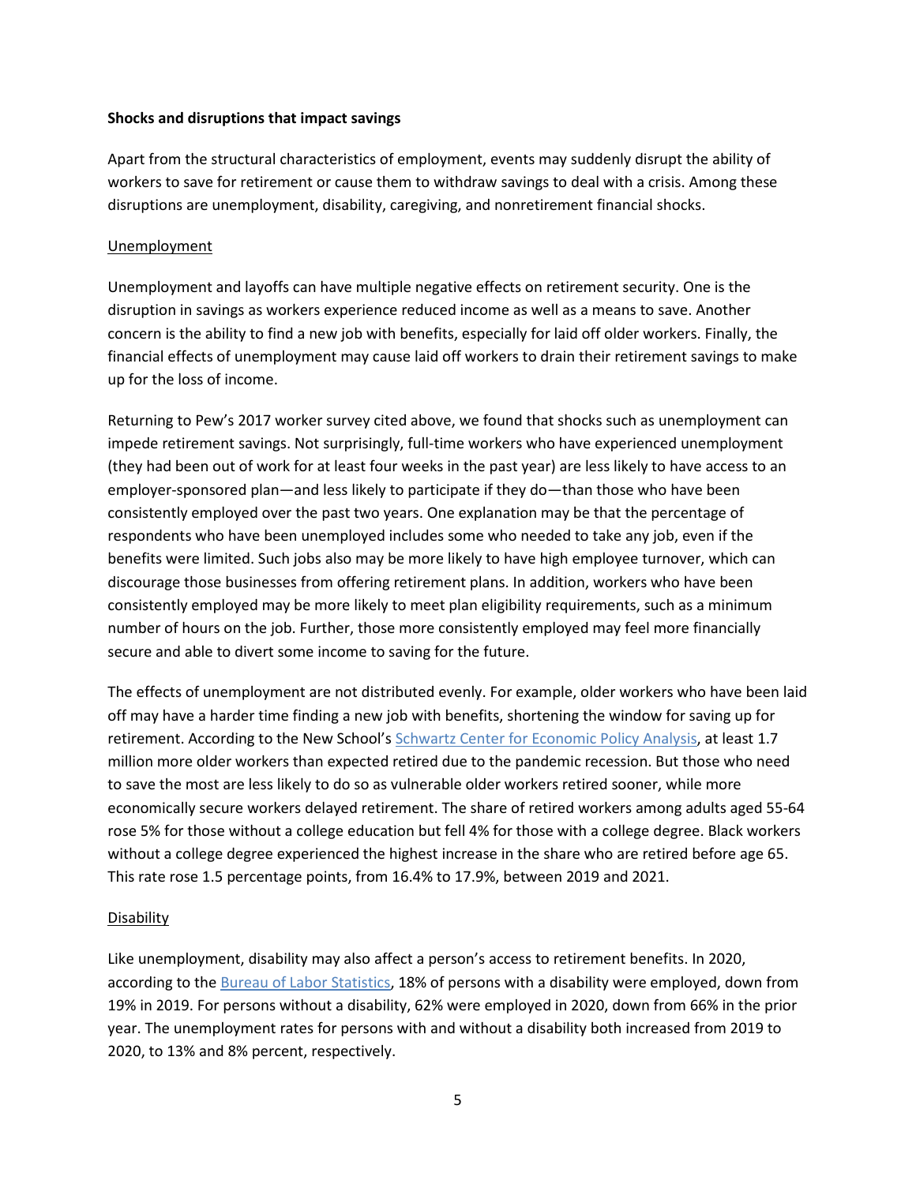**Shocks and disruptions that impact savings**

Apart from the structural characteristics of employment, events may suddenly disrupt the ability of workers to save for retirement or cause them to withdraw savings to deal with a crisis. Among these disruptions are unemployment, disability, caregiving, and nonretirement financial shocks.

Unemployment

Unemployment and layoffs can have multiple negative effects on retirement security. One is the disruption in savings as workers experience reduced income as well as a means to save. Another concern is the ability to find a new job with benefits, especially for laid off older workers. Finally, the financial effects of unemployment may cause laid off workers to drain their retirement savings to make up for the loss of income.

Returning to Pew's 2017 worker survey cited above, we found that shocks such as unemployment can impede retirement savings. Not surprisingly, full-time workers who have experienced unemployment (they had been out of work for at least four weeks in the past year) are less likely to have access to an employer-sponsored plan—and less likely to participate if they do—than those who have been consistently employed over the past two years. One explanation may be that the percentage of respondents who have been unemployed includes some who needed to take any job, even if the benefits were limited. Such jobs also may be more likely to have high employee turnover, which can discourage those businesses from offering retirement plans. In addition, workers who have been consistently employed may be more likely to meet plan eligibility requirements, such as a minimum number of hours on the job. Further, those more consistently employed may feel more financially secure and able to divert some income to saving for the future.

The effects of unemployment are not distributed evenly. For example, older workers who have been laid off may have a harder time finding a new job with benefits, shortening the window for saving up for retirement. According to the New School's Schwartz Center for Economic Policy Analysis, at least 1.7 million more older workers than expected retired due to the pandemic recession. But those who need to save the most are less likely to do so as vulnerable older workers retired sooner, while more economically secure workers delayed retirement. The share of retired workers among adults aged 55-64 rose 5% for those without a college education but fell 4% for those with a college degree. Black workers without a college degree experienced the highest increase in the share who are retired before age 65. This rate rose 1.5 percentage points, from 16.4% to 17.9%, between 2019 and 2021.

Disability

Like unemployment, disability may also affect a person's access to retirement benefits. In 2020, according to the Bureau of Labor Statistics, 18% of persons with a disability were employed, down from 19% in 2019. For persons without a disability, 62% were employed in 2020, down from 66% in the prior year. The unemployment rates for persons with and without a disability both increased from 2019 to 2020, to 13% and 8% percent, respectively.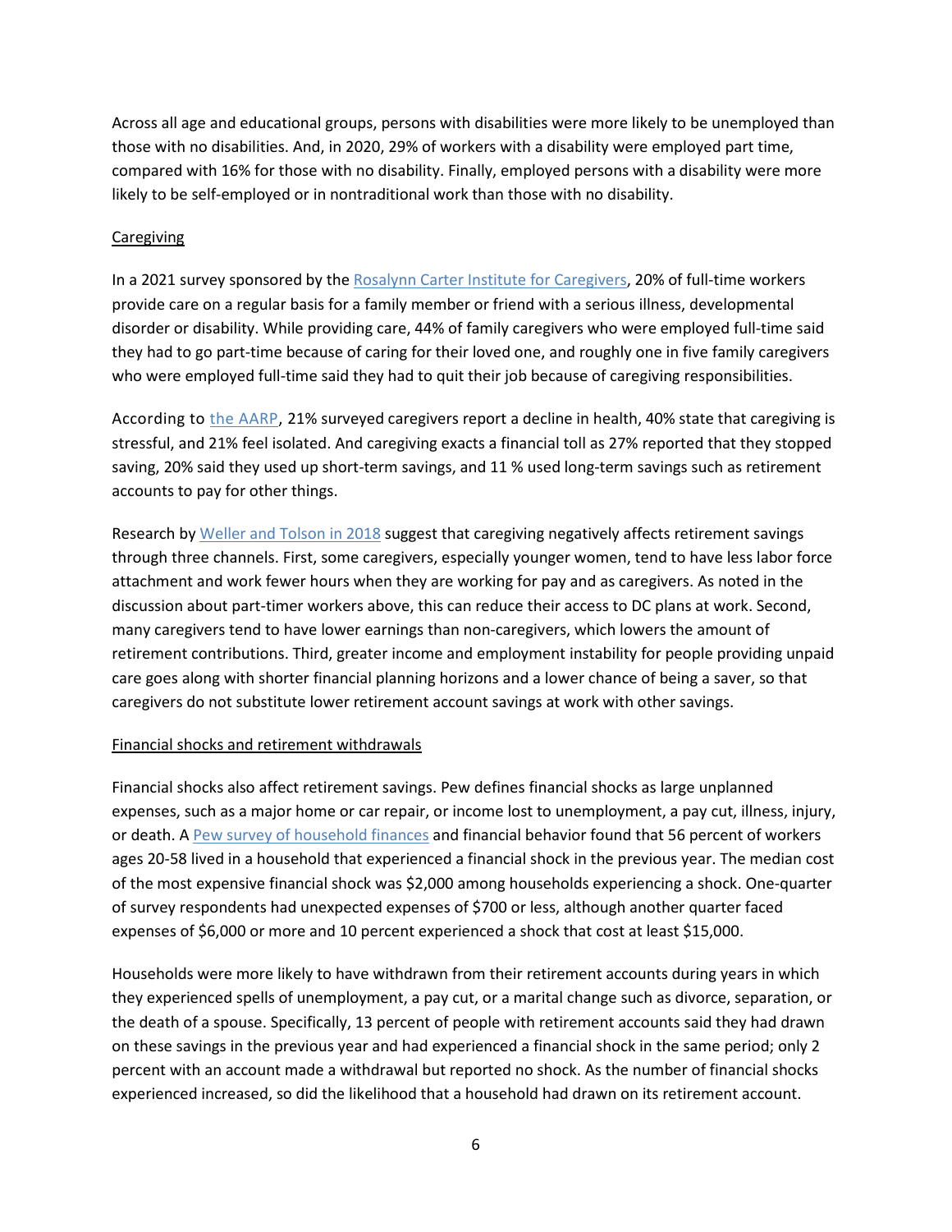Across all age and educational groups, persons with disabilities were more likely to be unemployed than those with no disabilities. And, in 2020, 29% of workers with a disability were employed part time, compared with 16% for those with no disability. Finally, employed persons with a disability were more likely to be self-employed or in nontraditional work than those with no disability.

## Caregiving

In a 2021 survey sponsored by the [Rosalynn Carter Institute for Caregivers](), 20% of full-time workers provide care on a regular basis for a family member or friend with a serious illness, developmental disorder or disability. While providing care, 44% of family caregivers who were employed full-time said they had to go part-time because of caring for their loved one, and roughly one in five family caregivers who were employed full-time said they had to quit their job because of caregiving responsibilities.

According to [the AARP](), 21% surveyed caregivers report a decline in health, 40% state that caregiving is stressful, and 21% feel isolated. And caregiving exacts a financial toll as 27% reported that they stopped saving, 20% said they used up short-term savings, and 11 % used long-term savings such as retirement accounts to pay for other things.

Research by [Weller and Tolson in 2018]() suggest that caregiving negatively affects retirement savings through three channels. First, some caregivers, especially younger women, tend to have less labor force attachment and work fewer hours when they are working for pay and as caregivers. As noted in the discussion about part-timer workers above, this can reduce their access to DC plans at work. Second, many caregivers tend to have lower earnings than non-caregivers, which lowers the amount of retirement contributions. Third, greater income and employment instability for people providing unpaid care goes along with shorter financial planning horizons and a lower chance of being a saver, so that caregivers do not substitute lower retirement account savings at work with other savings.

## Financial shocks and retirement withdrawals

Financial shocks also affect retirement savings. Pew defines financial shocks as large unplanned expenses, such as a major home or car repair, or income lost to unemployment, a pay cut, illness, injury, or death. A [Pew survey of household finances]() and financial behavior found that 56 percent of workers ages 20-58 lived in a household that experienced a financial shock in the previous year. The median cost of the most expensive financial shock was $2,000 among households experiencing a shock. One-quarter of survey respondents had unexpected expenses of $700 or less, although another quarter faced expenses of $6,000 or more and 10 percent experienced a shock that cost at least $15,000.

Households were more likely to have withdrawn from their retirement accounts during years in which they experienced spells of unemployment, a pay cut, or a marital change such as divorce, separation, or the death of a spouse. Specifically, 13 percent of people with retirement accounts said they had drawn on these savings in the previous year and had experienced a financial shock in the same period; only 2 percent with an account made a withdrawal but reported no shock. As the number of financial shocks experienced increased, so did the likelihood that a household had drawn on its retirement account.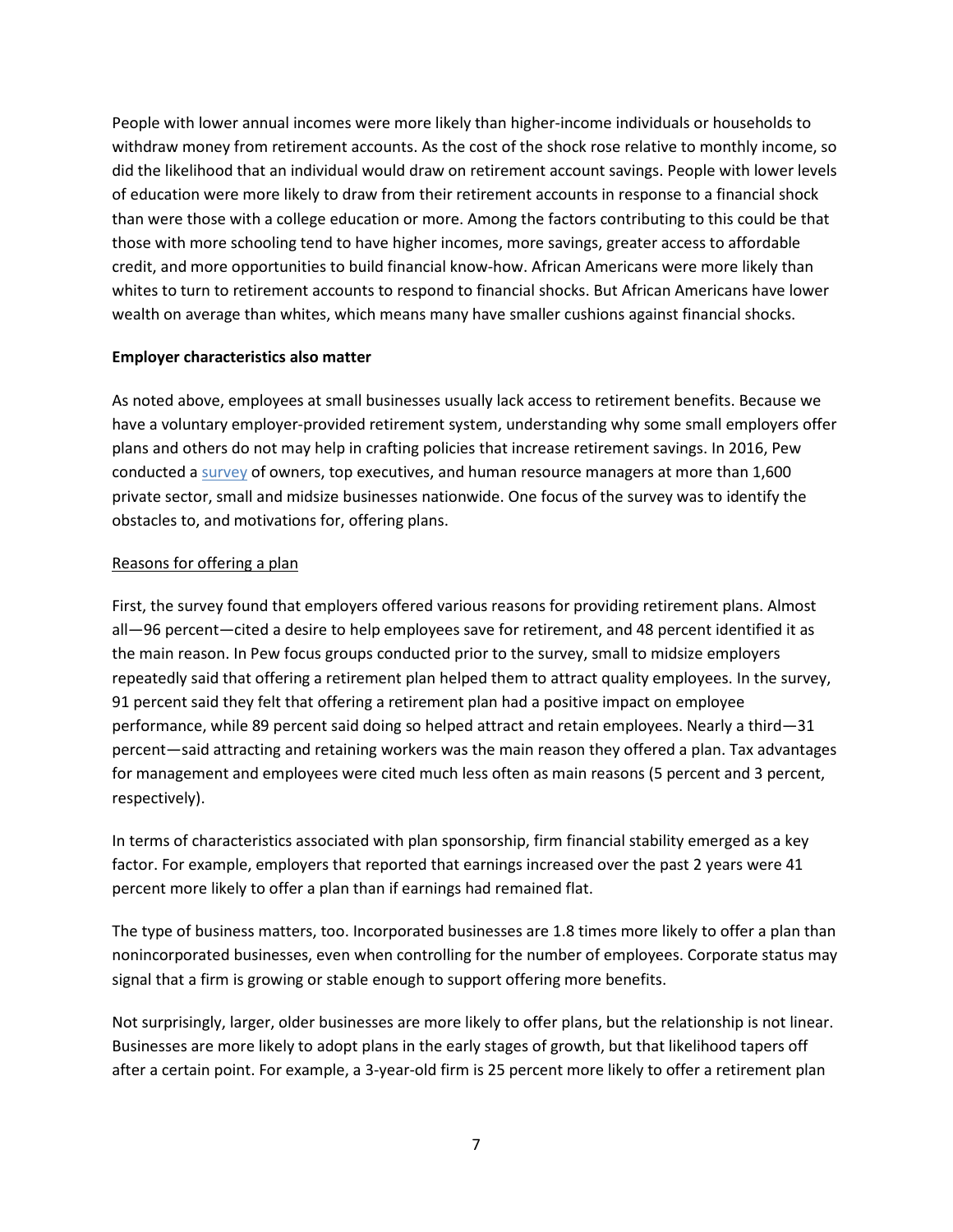People with lower annual incomes were more likely than higher-income individuals or households to withdraw money from retirement accounts. As the cost of the shock rose relative to monthly income, so did the likelihood that an individual would draw on retirement account savings. People with lower levels of education were more likely to draw from their retirement accounts in response to a financial shock than were those with a college education or more. Among the factors contributing to this could be that those with more schooling tend to have higher incomes, more savings, greater access to affordable credit, and more opportunities to build financial know-how. African Americans were more likely than whites to turn to retirement accounts to respond to financial shocks. But African Americans have lower wealth on average than whites, which means many have smaller cushions against financial shocks.

**Employer characteristics also matter**

As noted above, employees at small businesses usually lack access to retirement benefits. Because we have a voluntary employer-provided retirement system, understanding why some small employers offer plans and others do not may help in crafting policies that increase retirement savings. In 2016, Pew conducted a survey of owners, top executives, and human resource managers at more than 1,600 private sector, small and midsize businesses nationwide. One focus of the survey was to identify the obstacles to, and motivations for, offering plans.

Reasons for offering a plan

First, the survey found that employers offered various reasons for providing retirement plans. Almost all—96 percent—cited a desire to help employees save for retirement, and 48 percent identified it as the main reason. In Pew focus groups conducted prior to the survey, small to midsize employers repeatedly said that offering a retirement plan helped them to attract quality employees. In the survey, 91 percent said they felt that offering a retirement plan had a positive impact on employee performance, while 89 percent said doing so helped attract and retain employees. Nearly a third—31 percent—said attracting and retaining workers was the main reason they offered a plan. Tax advantages for management and employees were cited much less often as main reasons (5 percent and 3 percent, respectively).

In terms of characteristics associated with plan sponsorship, firm financial stability emerged as a key factor. For example, employers that reported that earnings increased over the past 2 years were 41 percent more likely to offer a plan than if earnings had remained flat.

The type of business matters, too. Incorporated businesses are 1.8 times more likely to offer a plan than nonincorporated businesses, even when controlling for the number of employees. Corporate status may signal that a firm is growing or stable enough to support offering more benefits.

Not surprisingly, larger, older businesses are more likely to offer plans, but the relationship is not linear. Businesses are more likely to adopt plans in the early stages of growth, but that likelihood tapers off after a certain point. For example, a 3-year-old firm is 25 percent more likely to offer a retirement plan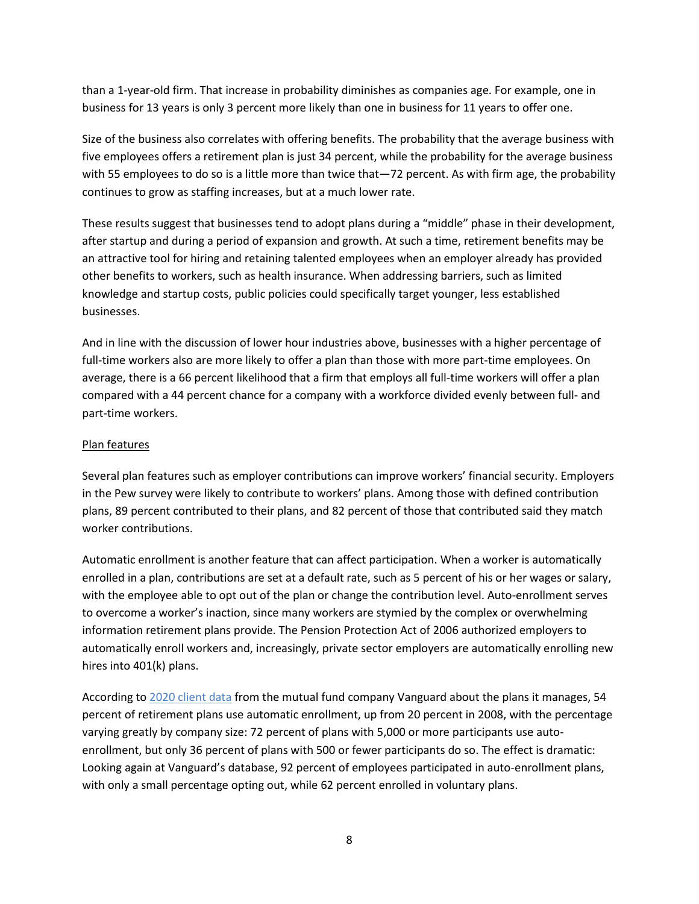than a 1-year-old firm. That increase in probability diminishes as companies age. For example, one in business for 13 years is only 3 percent more likely than one in business for 11 years to offer one.

Size of the business also correlates with offering benefits. The probability that the average business with five employees offers a retirement plan is just 34 percent, while the probability for the average business with 55 employees to do so is a little more than twice that—72 percent. As with firm age, the probability continues to grow as staffing increases, but at a much lower rate.

These results suggest that businesses tend to adopt plans during a "middle" phase in their development, after startup and during a period of expansion and growth. At such a time, retirement benefits may be an attractive tool for hiring and retaining talented employees when an employer already has provided other benefits to workers, such as health insurance. When addressing barriers, such as limited knowledge and startup costs, public policies could specifically target younger, less established businesses.

And in line with the discussion of lower hour industries above, businesses with a higher percentage of full-time workers also are more likely to offer a plan than those with more part-time employees. On average, there is a 66 percent likelihood that a firm that employs all full-time workers will offer a plan compared with a 44 percent chance for a company with a workforce divided evenly between full- and part-time workers.

### Plan features

Several plan features such as employer contributions can improve workers' financial security. Employers in the Pew survey were likely to contribute to workers' plans. Among those with defined contribution plans, 89 percent contributed to their plans, and 82 percent of those that contributed said they match worker contributions.

Automatic enrollment is another feature that can affect participation. When a worker is automatically enrolled in a plan, contributions are set at a default rate, such as 5 percent of his or her wages or salary, with the employee able to opt out of the plan or change the contribution level. Auto-enrollment serves to overcome a worker's inaction, since many workers are stymied by the complex or overwhelming information retirement plans provide. The Pension Protection Act of 2006 authorized employers to automatically enroll workers and, increasingly, private sector employers are automatically enrolling new hires into 401(k) plans.

According to 2020 client data from the mutual fund company Vanguard about the plans it manages, 54 percent of retirement plans use automatic enrollment, up from 20 percent in 2008, with the percentage varying greatly by company size: 72 percent of plans with 5,000 or more participants use auto-enrollment, but only 36 percent of plans with 500 or fewer participants do so. The effect is dramatic: Looking again at Vanguard's database, 92 percent of employees participated in auto-enrollment plans, with only a small percentage opting out, while 62 percent enrolled in voluntary plans.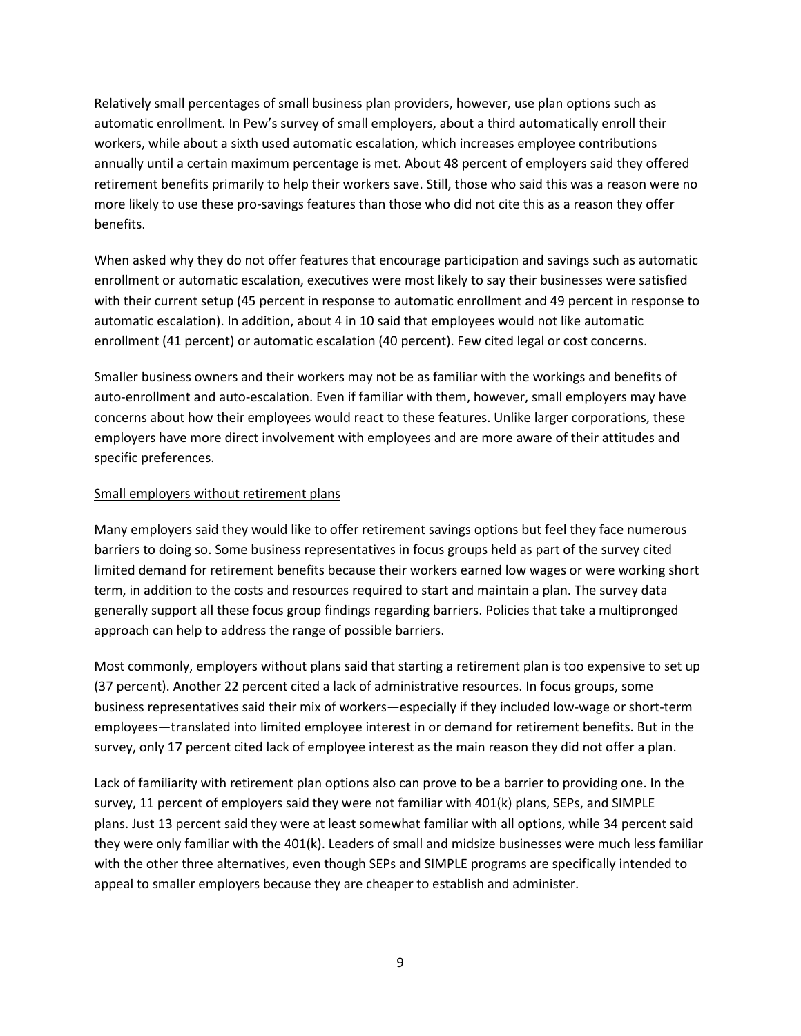Relatively small percentages of small business plan providers, however, use plan options such as automatic enrollment. In Pew's survey of small employers, about a third automatically enroll their workers, while about a sixth used automatic escalation, which increases employee contributions annually until a certain maximum percentage is met. About 48 percent of employers said they offered retirement benefits primarily to help their workers save. Still, those who said this was a reason were no more likely to use these pro-savings features than those who did not cite this as a reason they offer benefits.

When asked why they do not offer features that encourage participation and savings such as automatic enrollment or automatic escalation, executives were most likely to say their businesses were satisfied with their current setup (45 percent in response to automatic enrollment and 49 percent in response to automatic escalation). In addition, about 4 in 10 said that employees would not like automatic enrollment (41 percent) or automatic escalation (40 percent). Few cited legal or cost concerns.

Smaller business owners and their workers may not be as familiar with the workings and benefits of auto-enrollment and auto-escalation. Even if familiar with them, however, small employers may have concerns about how their employees would react to these features. Unlike larger corporations, these employers have more direct involvement with employees and are more aware of their attitudes and specific preferences.

Small employers without retirement plans

Many employers said they would like to offer retirement savings options but feel they face numerous barriers to doing so. Some business representatives in focus groups held as part of the survey cited limited demand for retirement benefits because their workers earned low wages or were working short term, in addition to the costs and resources required to start and maintain a plan. The survey data generally support all these focus group findings regarding barriers. Policies that take a multipronged approach can help to address the range of possible barriers.

Most commonly, employers without plans said that starting a retirement plan is too expensive to set up (37 percent). Another 22 percent cited a lack of administrative resources. In focus groups, some business representatives said their mix of workers—especially if they included low-wage or short-term employees—translated into limited employee interest in or demand for retirement benefits. But in the survey, only 17 percent cited lack of employee interest as the main reason they did not offer a plan.

Lack of familiarity with retirement plan options also can prove to be a barrier to providing one. In the survey, 11 percent of employers said they were not familiar with 401(k) plans, SEPs, and SIMPLE plans. Just 13 percent said they were at least somewhat familiar with all options, while 34 percent said they were only familiar with the 401(k). Leaders of small and midsize businesses were much less familiar with the other three alternatives, even though SEPs and SIMPLE programs are specifically intended to appeal to smaller employers because they are cheaper to establish and administer.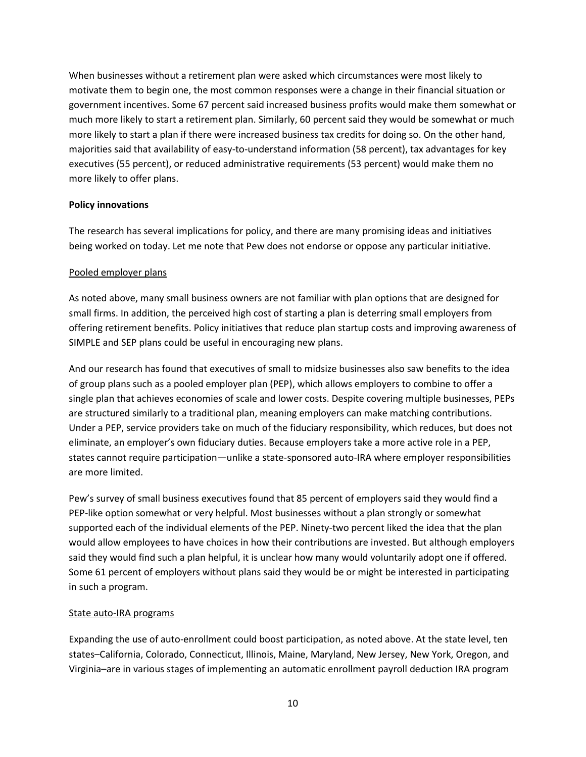When businesses without a retirement plan were asked which circumstances were most likely to motivate them to begin one, the most common responses were a change in their financial situation or government incentives. Some 67 percent said increased business profits would make them somewhat or much more likely to start a retirement plan. Similarly, 60 percent said they would be somewhat or much more likely to start a plan if there were increased business tax credits for doing so. On the other hand, majorities said that availability of easy-to-understand information (58 percent), tax advantages for key executives (55 percent), or reduced administrative requirements (53 percent) would make them no more likely to offer plans.

**Policy innovations**

The research has several implications for policy, and there are many promising ideas and initiatives being worked on today. Let me note that Pew does not endorse or oppose any particular initiative.

Pooled employer plans

As noted above, many small business owners are not familiar with plan options that are designed for small firms. In addition, the perceived high cost of starting a plan is deterring small employers from offering retirement benefits. Policy initiatives that reduce plan startup costs and improving awareness of SIMPLE and SEP plans could be useful in encouraging new plans.

And our research has found that executives of small to midsize businesses also saw benefits to the idea of group plans such as a pooled employer plan (PEP), which allows employers to combine to offer a single plan that achieves economies of scale and lower costs. Despite covering multiple businesses, PEPs are structured similarly to a traditional plan, meaning employers can make matching contributions. Under a PEP, service providers take on much of the fiduciary responsibility, which reduces, but does not eliminate, an employer's own fiduciary duties. Because employers take a more active role in a PEP, states cannot require participation—unlike a state-sponsored auto-IRA where employer responsibilities are more limited.

Pew's survey of small business executives found that 85 percent of employers said they would find a PEP-like option somewhat or very helpful. Most businesses without a plan strongly or somewhat supported each of the individual elements of the PEP. Ninety-two percent liked the idea that the plan would allow employees to have choices in how their contributions are invested. But although employers said they would find such a plan helpful, it is unclear how many would voluntarily adopt one if offered. Some 61 percent of employers without plans said they would be or might be interested in participating in such a program.

State auto-IRA programs

Expanding the use of auto-enrollment could boost participation, as noted above. At the state level, ten states–California, Colorado, Connecticut, Illinois, Maine, Maryland, New Jersey, New York, Oregon, and Virginia–are in various stages of implementing an automatic enrollment payroll deduction IRA program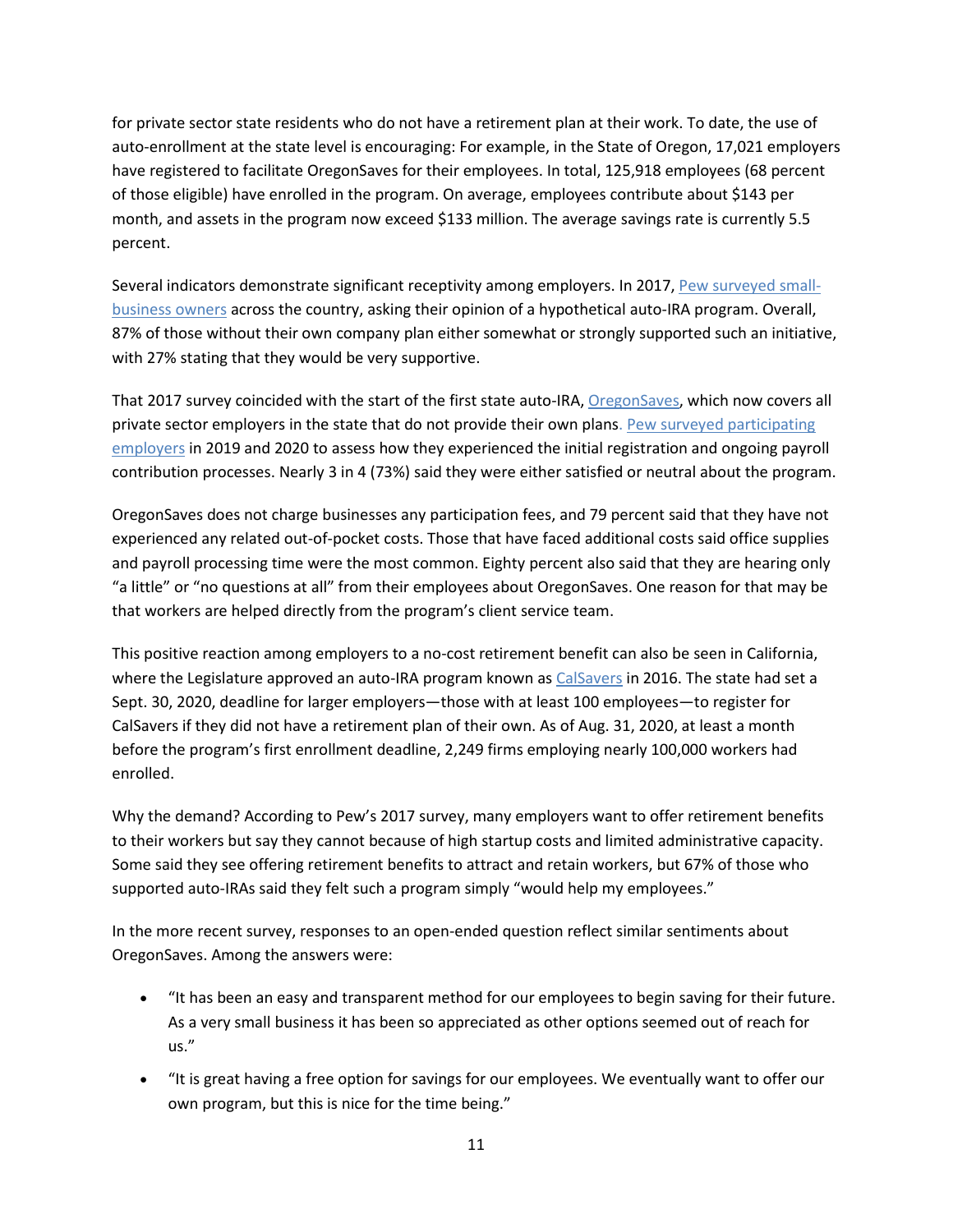for private sector state residents who do not have a retirement plan at their work. To date, the use of auto-enrollment at the state level is encouraging: For example, in the State of Oregon, 17,021 employers have registered to facilitate OregonSaves for their employees. In total, 125,918 employees (68 percent of those eligible) have enrolled in the program. On average, employees contribute about $143 per month, and assets in the program now exceed $133 million. The average savings rate is currently 5.5 percent.

Several indicators demonstrate significant receptivity among employers. In 2017, Pew surveyed small-business owners across the country, asking their opinion of a hypothetical auto-IRA program. Overall, 87% of those without their own company plan either somewhat or strongly supported such an initiative, with 27% stating that they would be very supportive.

That 2017 survey coincided with the start of the first state auto-IRA, OregonSaves, which now covers all private sector employers in the state that do not provide their own plans. Pew surveyed participating employers in 2019 and 2020 to assess how they experienced the initial registration and ongoing payroll contribution processes. Nearly 3 in 4 (73%) said they were either satisfied or neutral about the program.

OregonSaves does not charge businesses any participation fees, and 79 percent said that they have not experienced any related out-of-pocket costs. Those that have faced additional costs said office supplies and payroll processing time were the most common. Eighty percent also said that they are hearing only "a little" or "no questions at all" from their employees about OregonSaves. One reason for that may be that workers are helped directly from the program's client service team.

This positive reaction among employers to a no-cost retirement benefit can also be seen in California, where the Legislature approved an auto-IRA program known as CalSavers in 2016. The state had set a Sept. 30, 2020, deadline for larger employers—those with at least 100 employees—to register for CalSavers if they did not have a retirement plan of their own. As of Aug. 31, 2020, at least a month before the program's first enrollment deadline, 2,249 firms employing nearly 100,000 workers had enrolled.

Why the demand? According to Pew's 2017 survey, many employers want to offer retirement benefits to their workers but say they cannot because of high startup costs and limited administrative capacity. Some said they see offering retirement benefits to attract and retain workers, but 67% of those who supported auto-IRAs said they felt such a program simply "would help my employees."

In the more recent survey, responses to an open-ended question reflect similar sentiments about OregonSaves. Among the answers were:

- "It has been an easy and transparent method for our employees to begin saving for their future. As a very small business it has been so appreciated as other options seemed out of reach for us."
- "It is great having a free option for savings for our employees. We eventually want to offer our own program, but this is nice for the time being."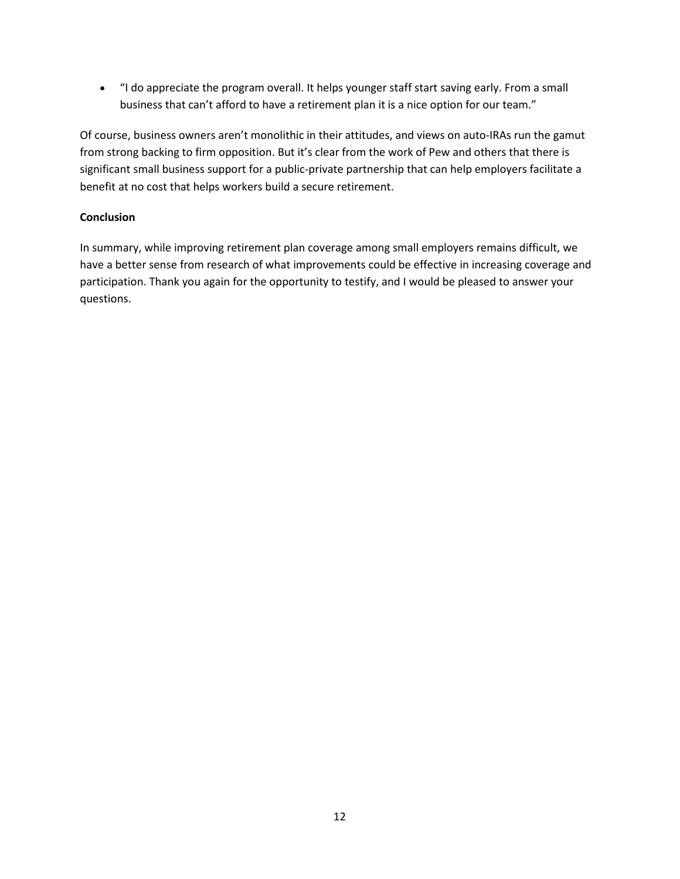- "I do appreciate the program overall. It helps younger staff start saving early. From a small business that can't afford to have a retirement plan it is a nice option for our team."

Of course, business owners aren't monolithic in their attitudes, and views on auto-IRAs run the gamut from strong backing to firm opposition. But it's clear from the work of Pew and others that there is significant small business support for a public-private partnership that can help employers facilitate a benefit at no cost that helps workers build a secure retirement.

**Conclusion**

In summary, while improving retirement plan coverage among small employers remains difficult, we have a better sense from research of what improvements could be effective in increasing coverage and participation. Thank you again for the opportunity to testify, and I would be pleased to answer your questions.